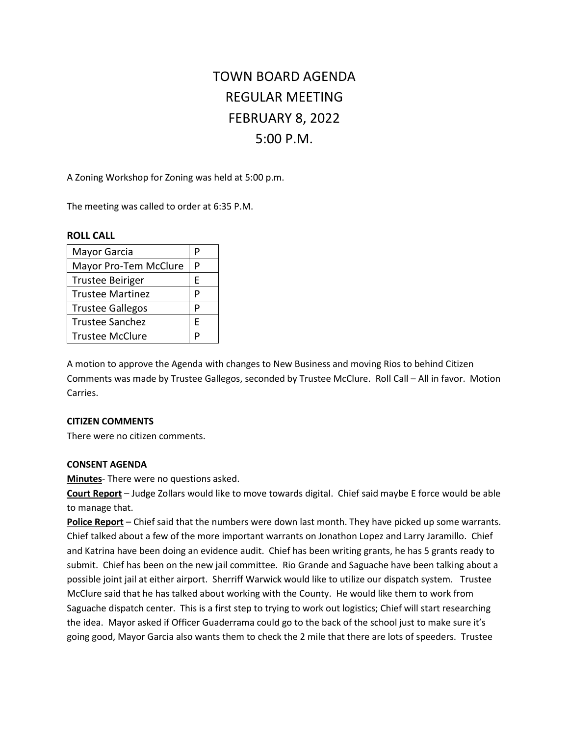# TOWN BOARD AGENDA
# REGULAR MEETING
# FEBRUARY 8, 2022
# 5:00 P.M.

A Zoning Workshop for Zoning was held at 5:00 p.m.

The meeting was called to order at 6:35 P.M.

**ROLL CALL**

| | |
|---|---|
| Mayor Garcia | P |
| Mayor Pro-Tem McClure | P |
| Trustee Beiriger | E |
| Trustee Martinez | P |
| Trustee Gallegos | P |
| Trustee Sanchez | E |
| Trustee McClure | P |

A motion to approve the Agenda with changes to New Business and moving Rios to behind Citizen Comments was made by Trustee Gallegos, seconded by Trustee McClure. Roll Call – All in favor. Motion Carries.

**CITIZEN COMMENTS**

There were no citizen comments.

**CONSENT AGENDA**

**Minutes**- There were no questions asked.

**Court Report** – Judge Zollars would like to move towards digital. Chief said maybe E force would be able to manage that.

**Police Report** – Chief said that the numbers were down last month. They have picked up some warrants. Chief talked about a few of the more important warrants on Jonathon Lopez and Larry Jaramillo. Chief and Katrina have been doing an evidence audit. Chief has been writing grants, he has 5 grants ready to submit. Chief has been on the new jail committee. Rio Grande and Saguache have been talking about a possible joint jail at either airport. Sherriff Warwick would like to utilize our dispatch system. Trustee McClure said that he has talked about working with the County. He would like them to work from Saguache dispatch center. This is a first step to trying to work out logistics; Chief will start researching the idea. Mayor asked if Officer Guaderrama could go to the back of the school just to make sure it's going good, Mayor Garcia also wants them to check the 2 mile that there are lots of speeders. Trustee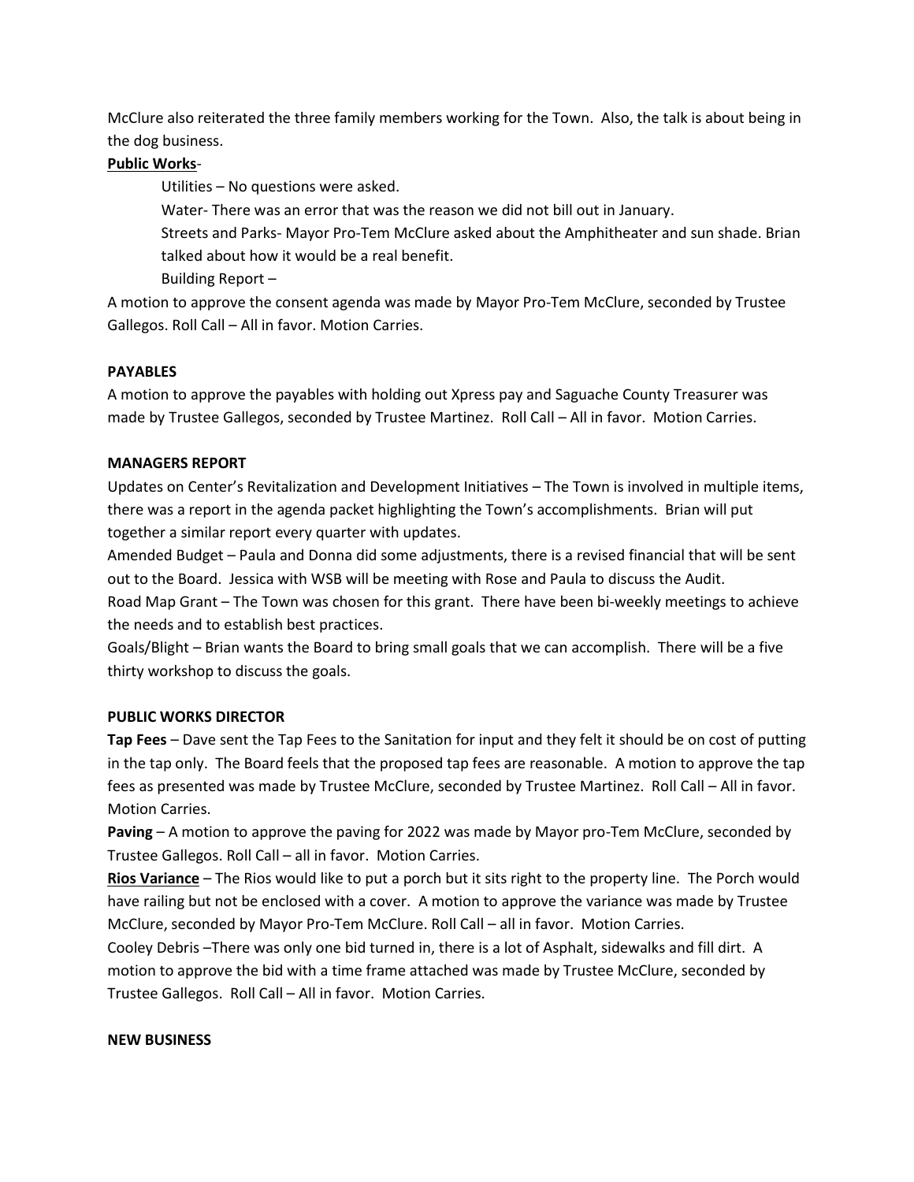McClure also reiterated the three family members working for the Town. Also, the talk is about being in the dog business.

**Public Works**-

Utilities – No questions were asked.

Water- There was an error that was the reason we did not bill out in January.

Streets and Parks- Mayor Pro-Tem McClure asked about the Amphitheater and sun shade. Brian talked about how it would be a real benefit.

Building Report –

A motion to approve the consent agenda was made by Mayor Pro-Tem McClure, seconded by Trustee Gallegos. Roll Call – All in favor. Motion Carries.

**PAYABLES**

A motion to approve the payables with holding out Xpress pay and Saguache County Treasurer was made by Trustee Gallegos, seconded by Trustee Martinez. Roll Call – All in favor. Motion Carries.

**MANAGERS REPORT**

Updates on Center's Revitalization and Development Initiatives – The Town is involved in multiple items, there was a report in the agenda packet highlighting the Town's accomplishments. Brian will put together a similar report every quarter with updates.

Amended Budget – Paula and Donna did some adjustments, there is a revised financial that will be sent out to the Board. Jessica with WSB will be meeting with Rose and Paula to discuss the Audit.

Road Map Grant – The Town was chosen for this grant. There have been bi-weekly meetings to achieve the needs and to establish best practices.

Goals/Blight – Brian wants the Board to bring small goals that we can accomplish. There will be a five thirty workshop to discuss the goals.

**PUBLIC WORKS DIRECTOR**

**Tap Fees** – Dave sent the Tap Fees to the Sanitation for input and they felt it should be on cost of putting in the tap only. The Board feels that the proposed tap fees are reasonable. A motion to approve the tap fees as presented was made by Trustee McClure, seconded by Trustee Martinez. Roll Call – All in favor. Motion Carries.

**Paving** – A motion to approve the paving for 2022 was made by Mayor pro-Tem McClure, seconded by Trustee Gallegos. Roll Call – all in favor. Motion Carries.

**Rios Variance** – The Rios would like to put a porch but it sits right to the property line. The Porch would have railing but not be enclosed with a cover. A motion to approve the variance was made by Trustee McClure, seconded by Mayor Pro-Tem McClure. Roll Call – all in favor. Motion Carries.

Cooley Debris –There was only one bid turned in, there is a lot of Asphalt, sidewalks and fill dirt. A motion to approve the bid with a time frame attached was made by Trustee McClure, seconded by Trustee Gallegos. Roll Call – All in favor. Motion Carries.

**NEW BUSINESS**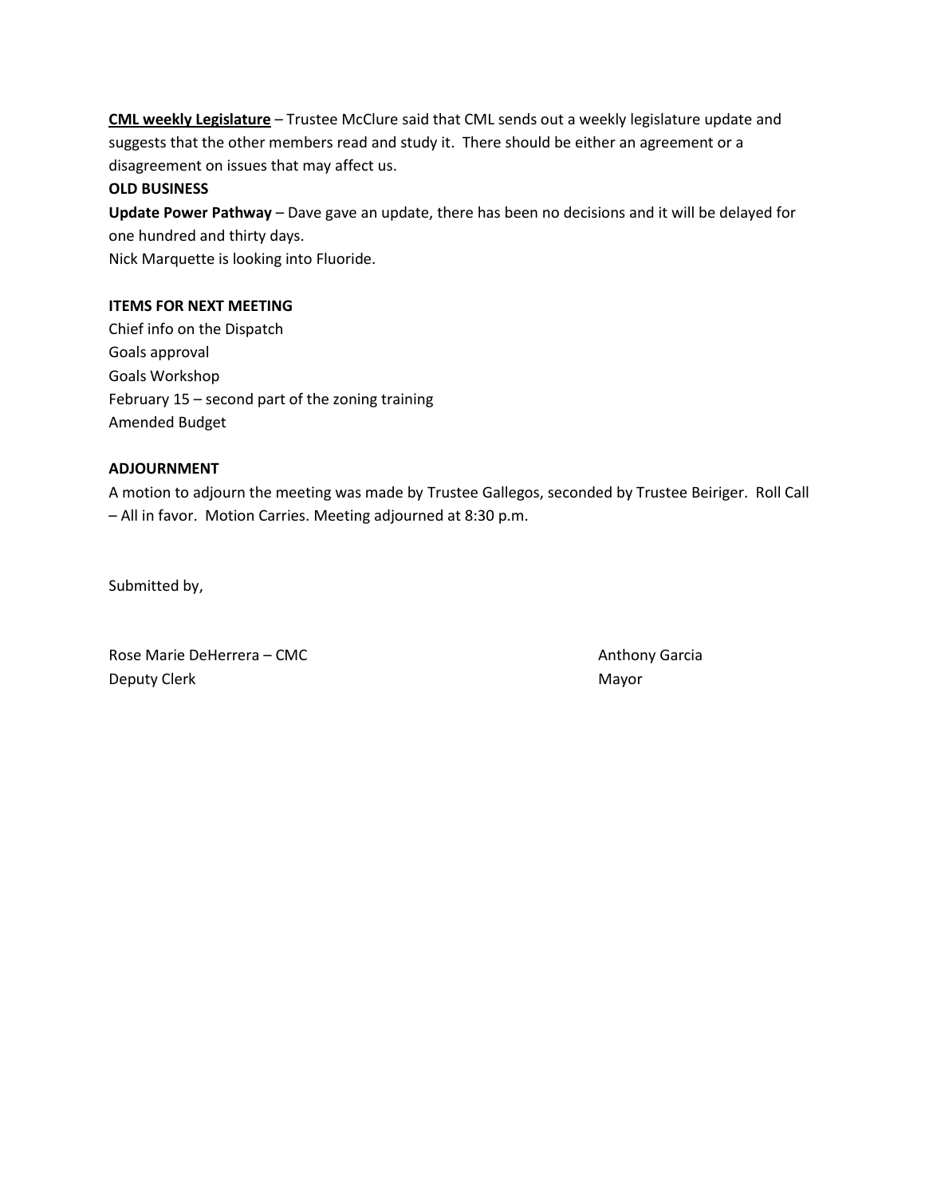**CML weekly Legislature** – Trustee McClure said that CML sends out a weekly legislature update and suggests that the other members read and study it. There should be either an agreement or a disagreement on issues that may affect us.

**OLD BUSINESS**

**Update Power Pathway** – Dave gave an update, there has been no decisions and it will be delayed for one hundred and thirty days.

Nick Marquette is looking into Fluoride.

**ITEMS FOR NEXT MEETING**

Chief info on the Dispatch
Goals approval
Goals Workshop
February 15 – second part of the zoning training
Amended Budget

**ADJOURNMENT**

A motion to adjourn the meeting was made by Trustee Gallegos, seconded by Trustee Beiriger. Roll Call – All in favor. Motion Carries. Meeting adjourned at 8:30 p.m.

Submitted by,

Rose Marie DeHerrera – CMC
Deputy Clerk

Anthony Garcia
Mayor